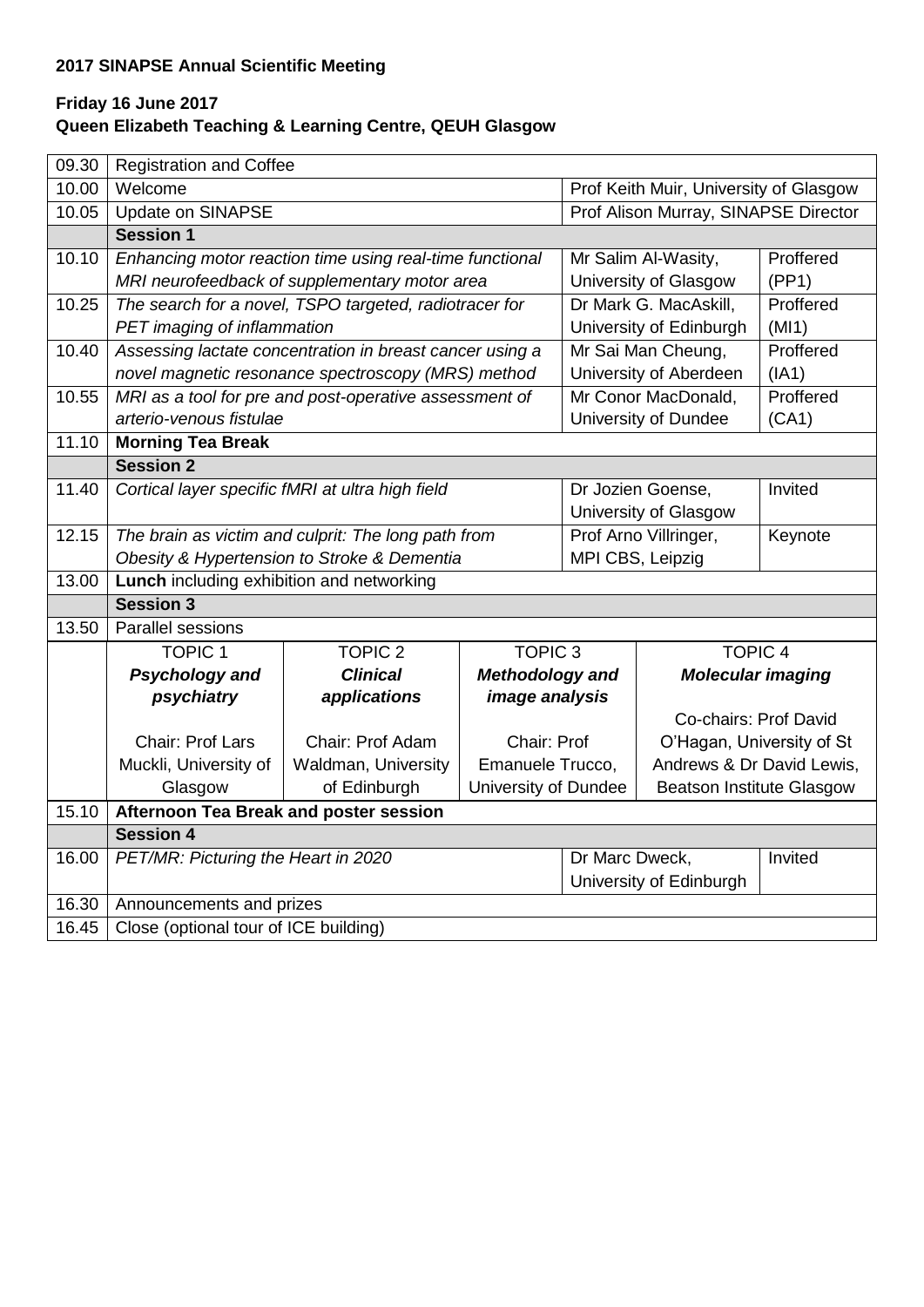**2017 SINAPSE Annual Scientific Meeting**

**Friday 16 June 2017**
**Queen Elizabeth Teaching & Learning Centre, QEUH Glasgow**

| Time | Programme | | | | |
|---|---|---|---|---|---|
| 09.30 | Registration and Coffee | | | | |
| 10.00 | Welcome | | | Prof Keith Muir, University of Glasgow | |
| 10.05 | Update on SINAPSE | | | Prof Alison Murray, SINAPSE Director | |
| | **Session 1** | | | | |
| 10.10 | *Enhancing motor reaction time using real-time functional MRI neurofeedback of supplementary motor area* | | | Mr Salim Al-Wasity, University of Glasgow | Proffered (PP1) |
| 10.25 | *The search for a novel, TSPO targeted, radiotracer for PET imaging of inflammation* | | | Dr Mark G. MacAskill, University of Edinburgh | Proffered (MI1) |
| 10.40 | *Assessing lactate concentration in breast cancer using a novel magnetic resonance spectroscopy (MRS) method* | | | Mr Sai Man Cheung, University of Aberdeen | Proffered (IA1) |
| 10.55 | *MRI as a tool for pre and post-operative assessment of arterio-venous fistulae* | | | Mr Conor MacDonald, University of Dundee | Proffered (CA1) |
| 11.10 | **Morning Tea Break** | | | | |
| | **Session 2** | | | | |
| 11.40 | *Cortical layer specific fMRI at ultra high field* | | | Dr Jozien Goense, University of Glasgow | Invited |
| 12.15 | *The brain as victim and culprit: The long path from Obesity & Hypertension to Stroke & Dementia* | | | Prof Arno Villringer, MPI CBS, Leipzig | Keynote |
| 13.00 | **Lunch** including exhibition and networking | | | | |
| | **Session 3** | | | | |
| 13.50 | Parallel sessions | | | | |
| | TOPIC 1 ***Psychology and psychiatry*** Chair: Prof Lars Muckli, University of Glasgow | TOPIC 2 ***Clinical applications*** Chair: Prof Adam Waldman, University of Edinburgh | TOPIC 3 ***Methodology and image analysis*** Chair: Prof Emanuele Trucco, University of Dundee | TOPIC 4 ***Molecular imaging*** Co-chairs: Prof David O'Hagan, University of St Andrews & Dr David Lewis, Beatson Institute Glasgow | |
| 15.10 | **Afternoon Tea Break and poster session** | | | | |
| | **Session 4** | | | | |
| 16.00 | *PET/MR: Picturing the Heart in 2020* | | | Dr Marc Dweck, University of Edinburgh | Invited |
| 16.30 | Announcements and prizes | | | | |
| 16.45 | Close (optional tour of ICE building) | | | | |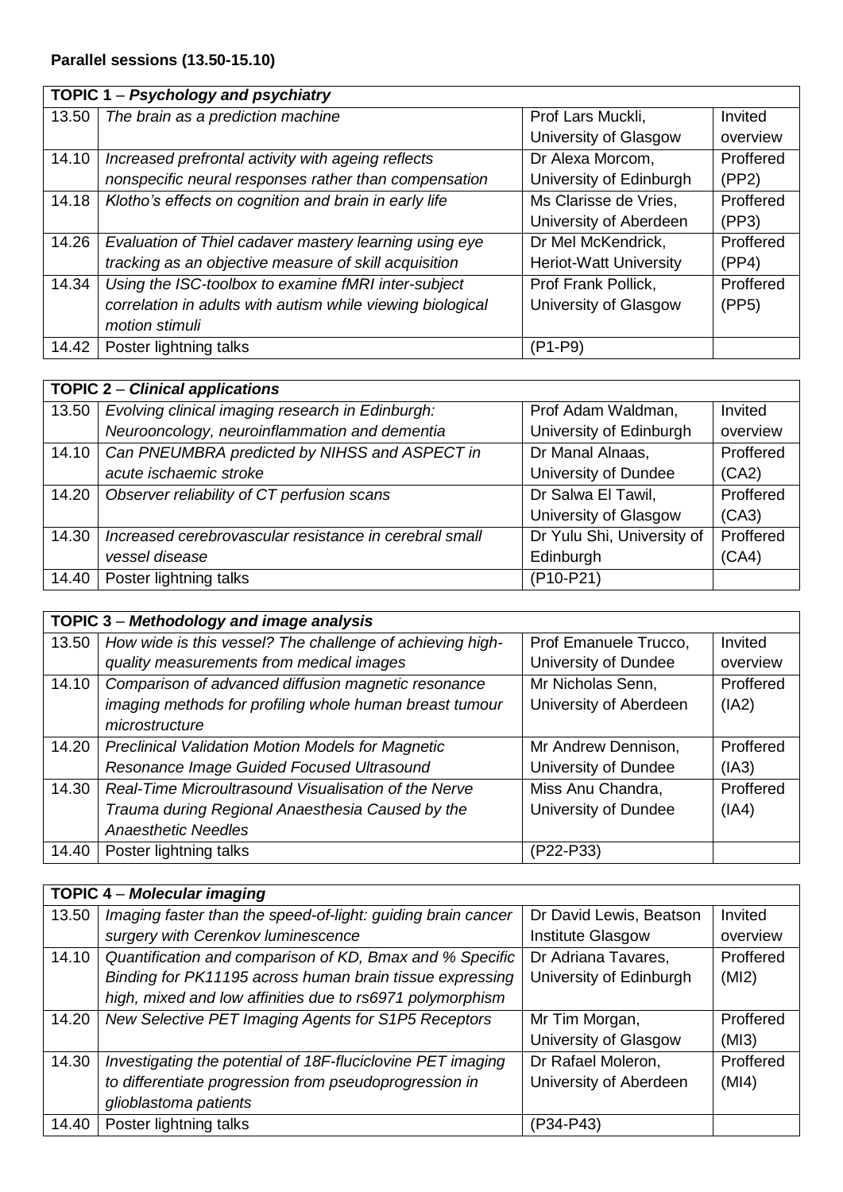**Parallel sessions (13.50-15.10)**

| **TOPIC 1** – ***Psychology and psychiatry*** | | | |
|---|---|---|---|
| 13.50 | *The brain as a prediction machine* | Prof Lars Muckli, University of Glasgow | Invited overview |
| 14.10 | *Increased prefrontal activity with ageing reflects nonspecific neural responses rather than compensation* | Dr Alexa Morcom, University of Edinburgh | Proffered (PP2) |
| 14.18 | *Klotho's effects on cognition and brain in early life* | Ms Clarisse de Vries, University of Aberdeen | Proffered (PP3) |
| 14.26 | *Evaluation of Thiel cadaver mastery learning using eye tracking as an objective measure of skill acquisition* | Dr Mel McKendrick, Heriot-Watt University | Proffered (PP4) |
| 14.34 | *Using the ISC-toolbox to examine fMRI inter-subject correlation in adults with autism while viewing biological motion stimuli* | Prof Frank Pollick, University of Glasgow | Proffered (PP5) |
| 14.42 | Poster lightning talks | (P1-P9) | |

| **TOPIC 2** – ***Clinical applications*** | | | |
|---|---|---|---|
| 13.50 | *Evolving clinical imaging research in Edinburgh: Neurooncology, neuroinflammation and dementia* | Prof Adam Waldman, University of Edinburgh | Invited overview |
| 14.10 | *Can PNEUMBRA predicted by NIHSS and ASPECT in acute ischaemic stroke* | Dr Manal Alnaas, University of Dundee | Proffered (CA2) |
| 14.20 | *Observer reliability of CT perfusion scans* | Dr Salwa El Tawil, University of Glasgow | Proffered (CA3) |
| 14.30 | *Increased cerebrovascular resistance in cerebral small vessel disease* | Dr Yulu Shi, University of Edinburgh | Proffered (CA4) |
| 14.40 | Poster lightning talks | (P10-P21) | |

| **TOPIC 3** – ***Methodology and image analysis*** | | | |
|---|---|---|---|
| 13.50 | *How wide is this vessel? The challenge of achieving high-quality measurements from medical images* | Prof Emanuele Trucco, University of Dundee | Invited overview |
| 14.10 | *Comparison of advanced diffusion magnetic resonance imaging methods for profiling whole human breast tumour microstructure* | Mr Nicholas Senn, University of Aberdeen | Proffered (IA2) |
| 14.20 | *Preclinical Validation Motion Models for Magnetic Resonance Image Guided Focused Ultrasound* | Mr Andrew Dennison, University of Dundee | Proffered (IA3) |
| 14.30 | *Real-Time Microultrasound Visualisation of the Nerve Trauma during Regional Anaesthesia Caused by the Anaesthetic Needles* | Miss Anu Chandra, University of Dundee | Proffered (IA4) |
| 14.40 | Poster lightning talks | (P22-P33) | |

| **TOPIC 4** – ***Molecular imaging*** | | | |
|---|---|---|---|
| 13.50 | *Imaging faster than the speed-of-light: guiding brain cancer surgery with Cerenkov luminescence* | Dr David Lewis, Beatson Institute Glasgow | Invited overview |
| 14.10 | *Quantification and comparison of KD, Bmax and % Specific Binding for PK11195 across human brain tissue expressing high, mixed and low affinities due to rs6971 polymorphism* | Dr Adriana Tavares, University of Edinburgh | Proffered (MI2) |
| 14.20 | *New Selective PET Imaging Agents for S1P5 Receptors* | Mr Tim Morgan, University of Glasgow | Proffered (MI3) |
| 14.30 | *Investigating the potential of 18F-fluciclovine PET imaging to differentiate progression from pseudoprogression in glioblastoma patients* | Dr Rafael Moleron, University of Aberdeen | Proffered (MI4) |
| 14.40 | Poster lightning talks | (P34-P43) | |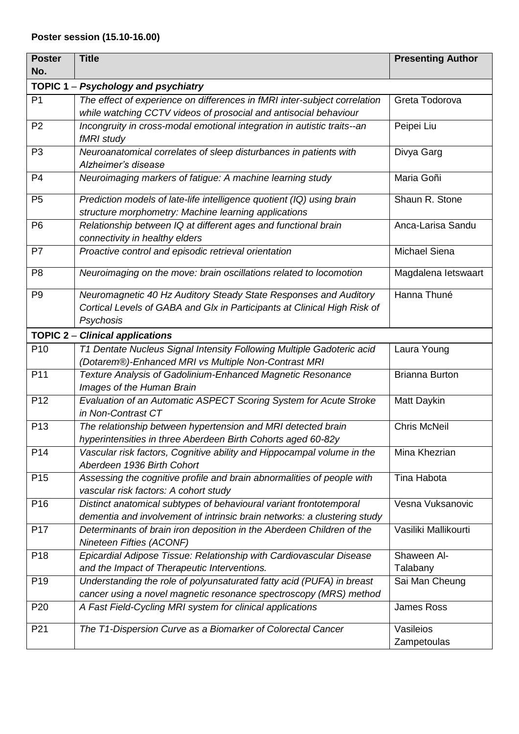**Poster session (15.10-16.00)**

| Poster No. | Title | Presenting Author |
|---|---|---|
| **TOPIC 1** – ***Psychology and psychiatry*** | | |
| P1 | *The effect of experience on differences in fMRI inter-subject correlation while watching CCTV videos of prosocial and antisocial behaviour* | Greta Todorova |
| P2 | *Incongruity in cross-modal emotional integration in autistic traits--an fMRI study* | Peipei Liu |
| P3 | *Neuroanatomical correlates of sleep disturbances in patients with Alzheimer's disease* | Divya Garg |
| P4 | *Neuroimaging markers of fatigue: A machine learning study* | Maria Goñi |
| P5 | *Prediction models of late-life intelligence quotient (IQ) using brain structure morphometry: Machine learning applications* | Shaun R. Stone |
| P6 | *Relationship between IQ at different ages and functional brain connectivity in healthy elders* | Anca-Larisa Sandu |
| P7 | *Proactive control and episodic retrieval orientation* | Michael Siena |
| P8 | *Neuroimaging on the move: brain oscillations related to locomotion* | Magdalena Ietswaart |
| P9 | *Neuromagnetic 40 Hz Auditory Steady State Responses and Auditory Cortical Levels of GABA and Glx in Participants at Clinical High Risk of Psychosis* | Hanna Thuné |
| **TOPIC 2** – ***Clinical applications*** | | |
| P10 | *T1 Dentate Nucleus Signal Intensity Following Multiple Gadoteric acid (Dotarem®)-Enhanced MRI vs Multiple Non-Contrast MRI* | Laura Young |
| P11 | *Texture Analysis of Gadolinium-Enhanced Magnetic Resonance Images of the Human Brain* | Brianna Burton |
| P12 | *Evaluation of an Automatic ASPECT Scoring System for Acute Stroke in Non-Contrast CT* | Matt Daykin |
| P13 | *The relationship between hypertension and MRI detected brain hyperintensities in three Aberdeen Birth Cohorts aged 60-82y* | Chris McNeil |
| P14 | *Vascular risk factors, Cognitive ability and Hippocampal volume in the Aberdeen 1936 Birth Cohort* | Mina Khezrian |
| P15 | *Assessing the cognitive profile and brain abnormalities of people with vascular risk factors: A cohort study* | Tina Habota |
| P16 | *Distinct anatomical subtypes of behavioural variant frontotemporal dementia and involvement of intrinsic brain networks: a clustering study* | Vesna Vuksanovic |
| P17 | *Determinants of brain iron deposition in the Aberdeen Children of the Nineteen Fifties (ACONF)* | Vasiliki Mallikourti |
| P18 | *Epicardial Adipose Tissue: Relationship with Cardiovascular Disease and the Impact of Therapeutic Interventions.* | Shaween Al-Talabany |
| P19 | *Understanding the role of polyunsaturated fatty acid (PUFA) in breast cancer using a novel magnetic resonance spectroscopy (MRS) method* | Sai Man Cheung |
| P20 | *A Fast Field-Cycling MRI system for clinical applications* | James Ross |
| P21 | *The T1-Dispersion Curve as a Biomarker of Colorectal Cancer* | Vasileios Zampetoulas |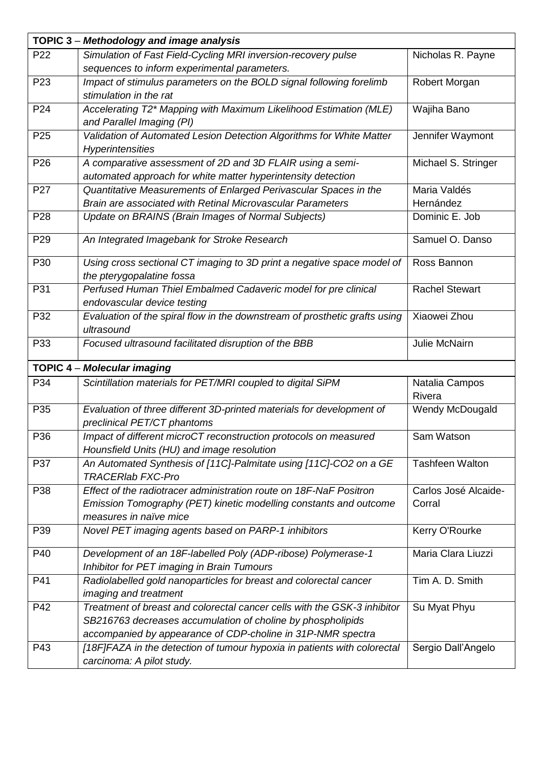| | | |
|---|---|---|
| **TOPIC 3** – ***Methodology and image analysis*** | | |
| P22 | *Simulation of Fast Field-Cycling MRI inversion-recovery pulse sequences to inform experimental parameters.* | Nicholas R. Payne |
| P23 | *Impact of stimulus parameters on the BOLD signal following forelimb stimulation in the rat* | Robert Morgan |
| P24 | *Accelerating T2\* Mapping with Maximum Likelihood Estimation (MLE) and Parallel Imaging (PI)* | Wajiha Bano |
| P25 | *Validation of Automated Lesion Detection Algorithms for White Matter Hyperintensities* | Jennifer Waymont |
| P26 | *A comparative assessment of 2D and 3D FLAIR using a semi-automated approach for white matter hyperintensity detection* | Michael S. Stringer |
| P27 | *Quantitative Measurements of Enlarged Perivascular Spaces in the Brain are associated with Retinal Microvascular Parameters* | Maria Valdés Hernández |
| P28 | *Update on BRAINS (Brain Images of Normal Subjects)* | Dominic E. Job |
| P29 | *An Integrated Imagebank for Stroke Research* | Samuel O. Danso |
| P30 | *Using cross sectional CT imaging to 3D print a negative space model of the pterygopalatine fossa* | Ross Bannon |
| P31 | *Perfused Human Thiel Embalmed Cadaveric model for pre clinical endovascular device testing* | Rachel Stewart |
| P32 | *Evaluation of the spiral flow in the downstream of prosthetic grafts using ultrasound* | Xiaowei Zhou |
| P33 | *Focused ultrasound facilitated disruption of the BBB* | Julie McNairn |
| **TOPIC 4** – ***Molecular imaging*** | | |
| P34 | *Scintillation materials for PET/MRI coupled to digital SiPM* | Natalia Campos Rivera |
| P35 | *Evaluation of three different 3D-printed materials for development of preclinical PET/CT phantoms* | Wendy McDougald |
| P36 | *Impact of different microCT reconstruction protocols on measured Hounsfield Units (HU) and image resolution* | Sam Watson |
| P37 | *An Automated Synthesis of [11C]-Palmitate using [11C]-CO2 on a GE TRACERlab FXC-Pro* | Tashfeen Walton |
| P38 | *Effect of the radiotracer administration route on 18F-NaF Positron Emission Tomography (PET) kinetic modelling constants and outcome measures in naïve mice* | Carlos José Alcaide-Corral |
| P39 | *Novel PET imaging agents based on PARP-1 inhibitors* | Kerry O'Rourke |
| P40 | *Development of an 18F-labelled Poly (ADP-ribose) Polymerase-1 Inhibitor for PET imaging in Brain Tumours* | Maria Clara Liuzzi |
| P41 | *Radiolabelled gold nanoparticles for breast and colorectal cancer imaging and treatment* | Tim A. D. Smith |
| P42 | *Treatment of breast and colorectal cancer cells with the GSK-3 inhibitor SB216763 decreases accumulation of choline by phospholipids accompanied by appearance of CDP-choline in 31P-NMR spectra* | Su Myat Phyu |
| P43 | *[18F]FAZA in the detection of tumour hypoxia in patients with colorectal carcinoma: A pilot study.* | Sergio Dall'Angelo |